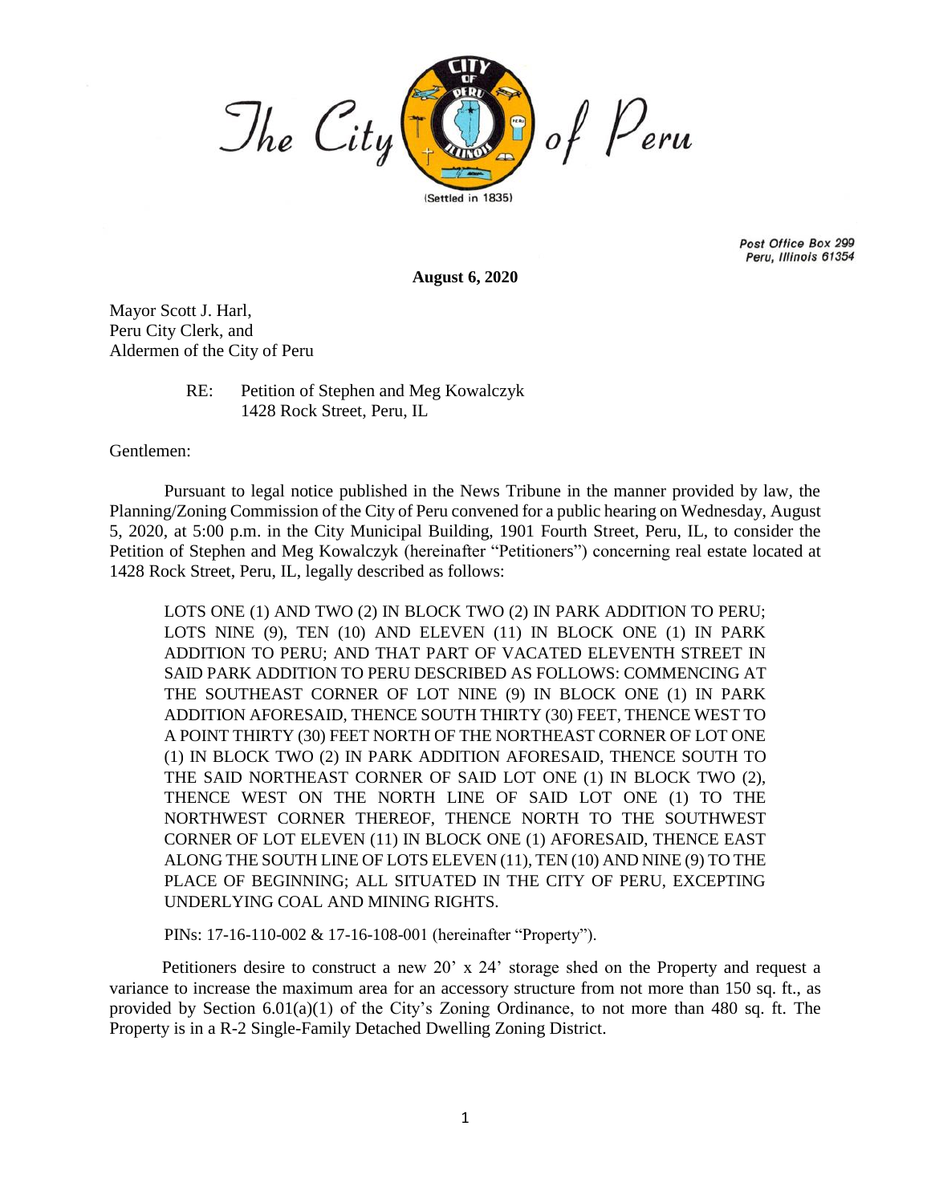The City of Peru

(Settled in 1835)

*Post Office Box 299*
*Peru, Illinois 61354*

**August 6, 2020**

Mayor Scott J. Harl,
Peru City Clerk, and
Aldermen of the City of Peru

RE: Petition of Stephen and Meg Kowalczyk
1428 Rock Street, Peru, IL

Gentlemen:

Pursuant to legal notice published in the News Tribune in the manner provided by law, the Planning/Zoning Commission of the City of Peru convened for a public hearing on Wednesday, August 5, 2020, at 5:00 p.m. in the City Municipal Building, 1901 Fourth Street, Peru, IL, to consider the Petition of Stephen and Meg Kowalczyk (hereinafter "Petitioners") concerning real estate located at 1428 Rock Street, Peru, IL, legally described as follows:

> LOTS ONE (1) AND TWO (2) IN BLOCK TWO (2) IN PARK ADDITION TO PERU; LOTS NINE (9), TEN (10) AND ELEVEN (11) IN BLOCK ONE (1) IN PARK ADDITION TO PERU; AND THAT PART OF VACATED ELEVENTH STREET IN SAID PARK ADDITION TO PERU DESCRIBED AS FOLLOWS: COMMENCING AT THE SOUTHEAST CORNER OF LOT NINE (9) IN BLOCK ONE (1) IN PARK ADDITION AFORESAID, THENCE SOUTH THIRTY (30) FEET, THENCE WEST TO A POINT THIRTY (30) FEET NORTH OF THE NORTHEAST CORNER OF LOT ONE (1) IN BLOCK TWO (2) IN PARK ADDITION AFORESAID, THENCE SOUTH TO THE SAID NORTHEAST CORNER OF SAID LOT ONE (1) IN BLOCK TWO (2), THENCE WEST ON THE NORTH LINE OF SAID LOT ONE (1) TO THE NORTHWEST CORNER THEREOF, THENCE NORTH TO THE SOUTHWEST CORNER OF LOT ELEVEN (11) IN BLOCK ONE (1) AFORESAID, THENCE EAST ALONG THE SOUTH LINE OF LOTS ELEVEN (11), TEN (10) AND NINE (9) TO THE PLACE OF BEGINNING; ALL SITUATED IN THE CITY OF PERU, EXCEPTING UNDERLYING COAL AND MINING RIGHTS.
>
> PINs: 17-16-110-002 & 17-16-108-001 (hereinafter "Property").

Petitioners desire to construct a new 20' x 24' storage shed on the Property and request a variance to increase the maximum area for an accessory structure from not more than 150 sq. ft., as provided by Section 6.01(a)(1) of the City's Zoning Ordinance, to not more than 480 sq. ft. The Property is in a R-2 Single-Family Detached Dwelling Zoning District.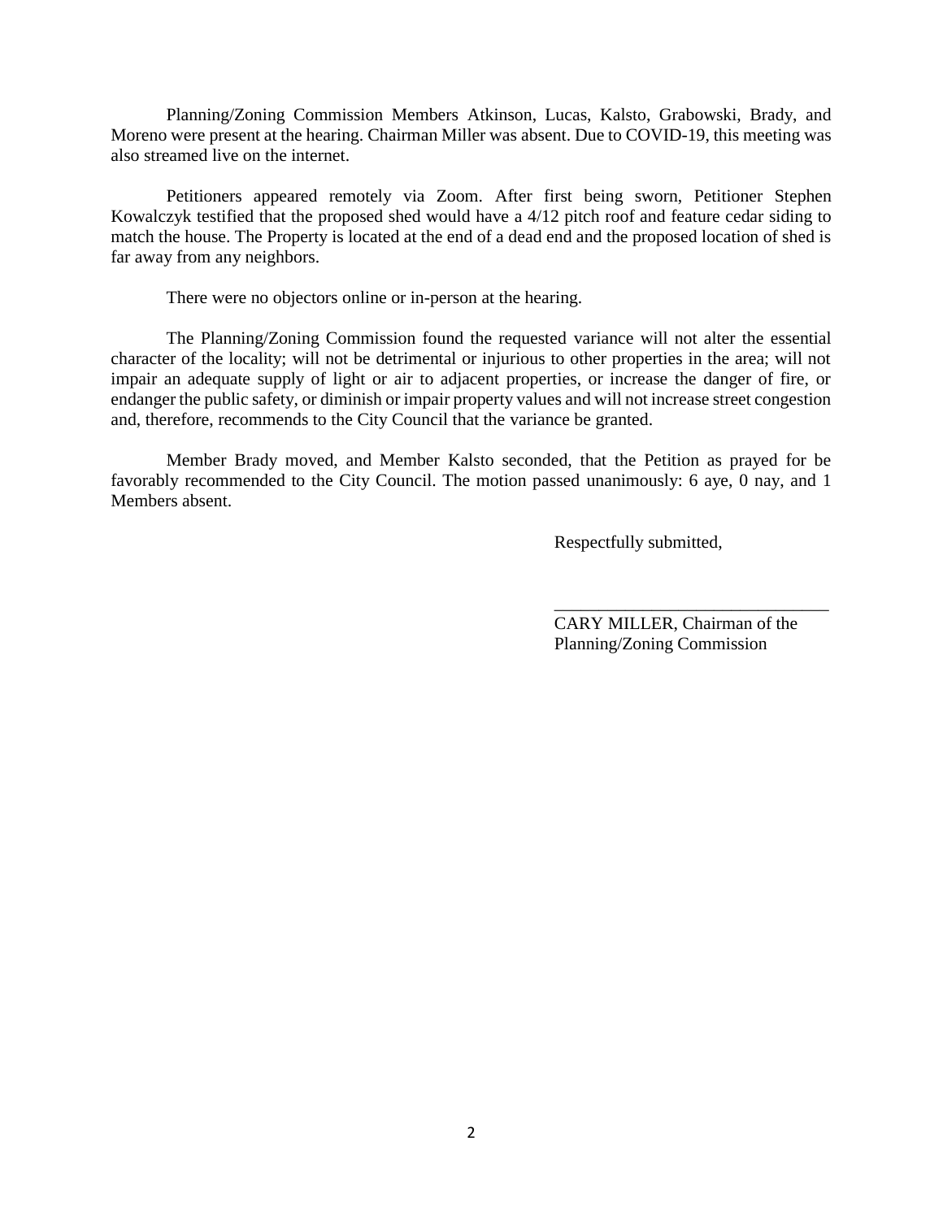Planning/Zoning Commission Members Atkinson, Lucas, Kalsto, Grabowski, Brady, and Moreno were present at the hearing. Chairman Miller was absent. Due to COVID-19, this meeting was also streamed live on the internet.

Petitioners appeared remotely via Zoom. After first being sworn, Petitioner Stephen Kowalczyk testified that the proposed shed would have a 4/12 pitch roof and feature cedar siding to match the house. The Property is located at the end of a dead end and the proposed location of shed is far away from any neighbors.

There were no objectors online or in-person at the hearing.

The Planning/Zoning Commission found the requested variance will not alter the essential character of the locality; will not be detrimental or injurious to other properties in the area; will not impair an adequate supply of light or air to adjacent properties, or increase the danger of fire, or endanger the public safety, or diminish or impair property values and will not increase street congestion and, therefore, recommends to the City Council that the variance be granted.

Member Brady moved, and Member Kalsto seconded, that the Petition as prayed for be favorably recommended to the City Council. The motion passed unanimously: 6 aye, 0 nay, and 1 Members absent.

Respectfully submitted,

\_\_\_\_\_\_\_\_\_\_\_\_\_\_\_\_\_\_\_\_\_\_\_\_\_\_\_\_\_\_\_

CARY MILLER, Chairman of the
Planning/Zoning Commission